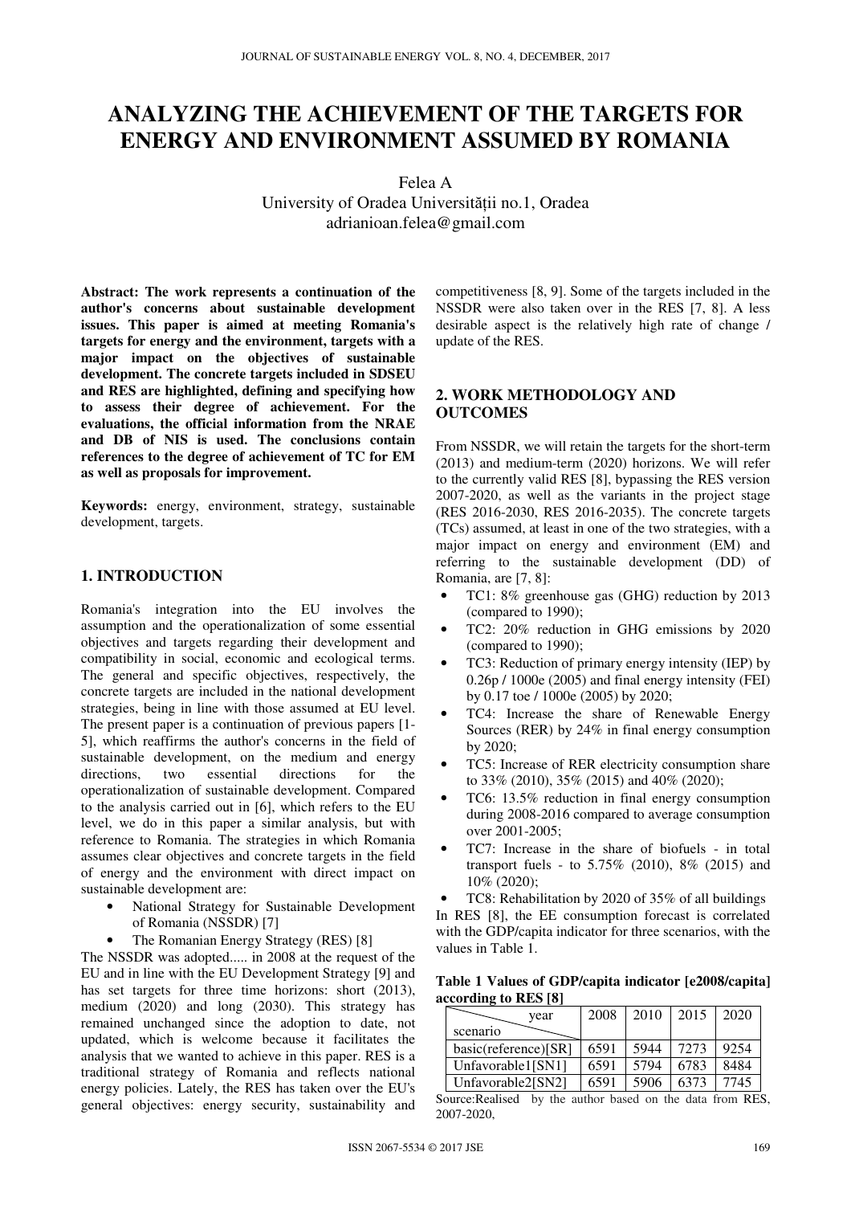# ANALYZING THE ACHIEVEMENT OF THE TARGETS FOR ENERGY AND ENVIRONMENT ASSUMED BY ROMANIA

Felea A
University of Oradea Universității no.1, Oradea
adrianioan.felea@gmail.com

**Abstract: The work represents a continuation of the author's concerns about sustainable development issues. This paper is aimed at meeting Romania's targets for energy and the environment, targets with a major impact on the objectives of sustainable development. The concrete targets included in SDSEU and RES are highlighted, defining and specifying how to assess their degree of achievement. For the evaluations, the official information from the NRAE and DB of NIS is used. The conclusions contain references to the degree of achievement of TC for EM as well as proposals for improvement.**

**Keywords:** energy, environment, strategy, sustainable development, targets.

## 1. INTRODUCTION

Romania's integration into the EU involves the assumption and the operationalization of some essential objectives and targets regarding their development and compatibility in social, economic and ecological terms. The general and specific objectives, respectively, the concrete targets are included in the national development strategies, being in line with those assumed at EU level. The present paper is a continuation of previous papers [1-5], which reaffirms the author's concerns in the field of sustainable development, on the medium and energy directions, two essential directions for the operationalization of sustainable development. Compared to the analysis carried out in [6], which refers to the EU level, we do in this paper a similar analysis, but with reference to Romania. The strategies in which Romania assumes clear objectives and concrete targets in the field of energy and the environment with direct impact on sustainable development are:

- National Strategy for Sustainable Development of Romania (NSSDR) [7]
- The Romanian Energy Strategy (RES) [8]

The NSSDR was adopted..... in 2008 at the request of the EU and in line with the EU Development Strategy [9] and has set targets for three time horizons: short (2013), medium (2020) and long (2030). This strategy has remained unchanged since the adoption to date, not updated, which is welcome because it facilitates the analysis that we wanted to achieve in this paper. RES is a traditional strategy of Romania and reflects national energy policies. Lately, the RES has taken over the EU's general objectives: energy security, sustainability and competitiveness [8, 9]. Some of the targets included in the NSSDR were also taken over in the RES [7, 8]. A less desirable aspect is the relatively high rate of change / update of the RES.

## 2. WORK METHODOLOGY AND OUTCOMES

From NSSDR, we will retain the targets for the short-term (2013) and medium-term (2020) horizons. We will refer to the currently valid RES [8], bypassing the RES version 2007-2020, as well as the variants in the project stage (RES 2016-2030, RES 2016-2035). The concrete targets (TCs) assumed, at least in one of the two strategies, with a major impact on energy and environment (EM) and referring to the sustainable development (DD) of Romania, are [7, 8]:

- TC1: 8% greenhouse gas (GHG) reduction by 2013 (compared to 1990);
- TC2: 20% reduction in GHG emissions by 2020 (compared to 1990);
- TC3: Reduction of primary energy intensity (IEP) by 0.26p / 1000e (2005) and final energy intensity (FEI) by 0.17 toe / 1000e (2005) by 2020;
- TC4: Increase the share of Renewable Energy Sources (RER) by 24% in final energy consumption by 2020;
- TC5: Increase of RER electricity consumption share to 33% (2010), 35% (2015) and 40% (2020);
- TC6: 13.5% reduction in final energy consumption during 2008-2016 compared to average consumption over 2001-2005;
- TC7: Increase in the share of biofuels - in total transport fuels - to 5.75% (2010), 8% (2015) and 10% (2020);
- TC8: Rehabilitation by 2020 of 35% of all buildings

In RES [8], the EE consumption forecast is correlated with the GDP/capita indicator for three scenarios, with the values in Table 1.

**Table 1 Values of GDP/capita indicator [e2008/capita] according to RES [8]**

| scenario \ year | 2008 | 2010 | 2015 | 2020 |
|---|---|---|---|---|
| basic(reference)[SR] | 6591 | 5944 | 7273 | 9254 |
| Unfavorable1[SN1] | 6591 | 5794 | 6783 | 8484 |
| Unfavorable2[SN2] | 6591 | 5906 | 6373 | 7745 |

Source:Realised by the author based on the data from RES, 2007-2020,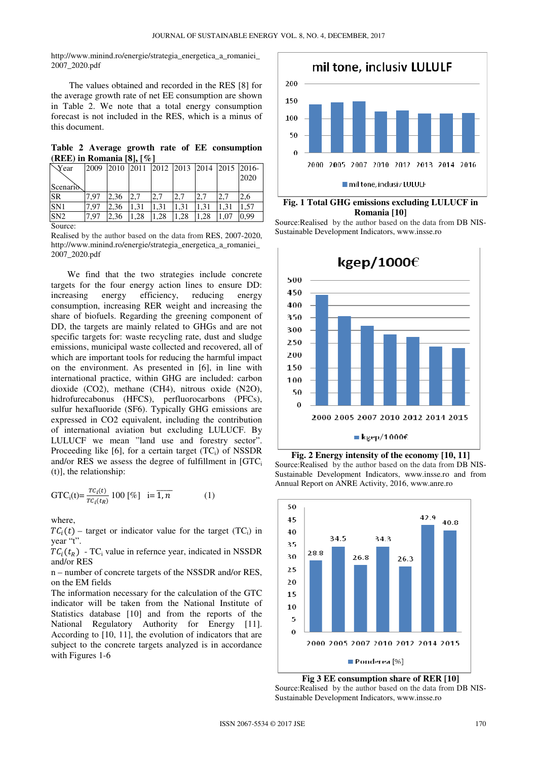http://www.minind.ro/energie/strategia_energetica_a_romaniei_2007_2020.pdf

The values obtained and recorded in the RES [8] for the average growth rate of net EE consumption are shown in Table 2. We note that a total energy consumption forecast is not included in the RES, which is a minus of this document.

**Table 2 Average growth rate of EE consumption (REE) in Romania [8], [%]**

| Year / Scenario | 2009 | 2010 | 2011 | 2012 | 2013 | 2014 | 2015 | 2016-2020 |
|---|---|---|---|---|---|---|---|---|
| SR | 7,97 | 2,36 | 2,7 | 2,7 | 2,7 | 2,7 | 2,7 | 2,6 |
| SN1 | 7,97 | 2,36 | 1,31 | 1,31 | 1,31 | 1,31 | 1,31 | 1,57 |
| SN2 | 7,97 | 2,36 | 1,28 | 1,28 | 1,28 | 1,28 | 1,07 | 0,99 |

Source:
Realised by the author based on the data from RES, 2007-2020, http://www.minind.ro/energie/strategia_energetica_a_romaniei_2007_2020.pdf

We find that the two strategies include concrete targets for the four energy action lines to ensure DD: increasing energy efficiency, reducing energy consumption, increasing RER weight and increasing the share of biofuels. Regarding the greening component of DD, the targets are mainly related to GHGs and are not specific targets for: waste recycling rate, dust and sludge emissions, municipal waste collected and recovered, all of which are important tools for reducing the harmful impact on the environment. As presented in [6], in line with international practice, within GHG are included: carbon dioxide ($CO_2$), methane ($CH_4$), nitrous oxide ($N_2O$), hidrofurecabonus (HFCS), perfluorocarbons (PFCs), sulfur hexafluoride ($SF_6$). Typically GHG emissions are expressed in $CO_2$ equivalent, including the contribution of international aviation but excluding LULUCF. By LULUCF we mean "land use and forestry sector". Proceeding like [6], for a certain target ($TC_i$) of NSSDR and/or RES we assess the degree of fulfillment in [$GTC_i$ (t)], the relationship:

$$GTC_i(t)=\frac{TC_i(t)}{TC_i(t_R)}\,100\ [\%]\quad i=\overline{1,n} \qquad (1)$$

where,
$TC_i(t)$ – target or indicator value for the target ($TC_i$) in year "t".
$TC_i(t_R)$ - $TC_i$ value in refernce year, indicated in NSSDR and/or RES
n – number of concrete targets of the NSSDR and/or RES, on the EM fields
The information necessary for the calculation of the GTC indicator will be taken from the National Institute of Statistics database [10] and from the reports of the National Regulatory Authority for Energy [11]. According to [10, 11], the evolution of indicators that are subject to the concrete targets analyzed is in accordance with Figures 1-6

**Fig. 1 Total GHG emissions excluding LULUCF in Romania [10]**
Source:Realised by the author based on the data from DB NIS-Sustainable Development Indicators, www.insse.ro

**Fig. 2 Energy intensity of the economy [10, 11]**
Source:Realised by the author based on the data from DB NIS-Sustainable Development Indicators, www.insse.ro and from Annual Report on ANRE Activity, 2016, www.anre.ro

**Fig 3 EE consumption share of RER [10]**
Source:Realised by the author based on the data from DB NIS-Sustainable Development Indicators, www.insse.ro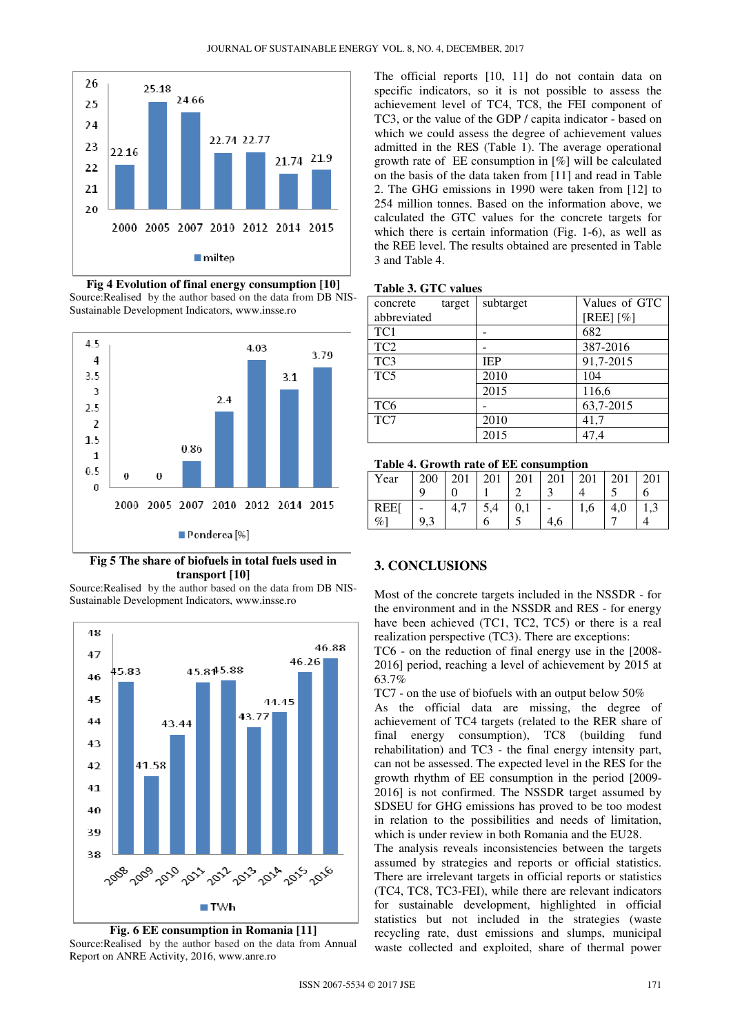**Fig 4 Evolution of final energy consumption [10]**

Source:Realised by the author based on the data from DB NIS-Sustainable Development Indicators, www.insse.ro

**Fig 5 The share of biofuels in total fuels used in transport [10]**

Source:Realised by the author based on the data from DB NIS-Sustainable Development Indicators, www.insse.ro

**Fig. 6 EE consumption in Romania [11]**

Source:Realised by the author based on the data from Annual Report on ANRE Activity, 2016, www.anre.ro

The official reports [10, 11] do not contain data on specific indicators, so it is not possible to assess the achievement level of TC4, TC8, the FEI component of TC3, or the value of the GDP / capita indicator - based on which we could assess the degree of achievement values admitted in the RES (Table 1). The average operational growth rate of EE consumption in [%] will be calculated on the basis of the data taken from [11] and read in Table 2. The GHG emissions in 1990 were taken from [12] to 254 million tonnes. Based on the information above, we calculated the GTC values for the concrete targets for which there is certain information (Fig. 1-6), as well as the REE level. The results obtained are presented in Table 3 and Table 4.

**Table 3. GTC values**

| concrete target abbreviated | subtarget | Values of GTC [REE] [%] |
|---|---|---|
| TC1 | - | 682 |
| TC2 | - | 387-2016 |
| TC3 | IEP | 91,7-2015 |
| TC5 | 2010 | 104 |
| | 2015 | 116,6 |
| TC6 | - | 63,7-2015 |
| TC7 | 2010 | 41,7 |
| | 2015 | 47,4 |

**Table 4. Growth rate of EE consumption**

| Year | 2009 | 2010 | 2011 | 2012 | 2013 | 2014 | 2015 | 2016 |
|---|---|---|---|---|---|---|---|---|
| REE[%] | -9,3 | 4,7 | 5,46 | 0,15 | -4,6 | 1,6 | 4,07 | 1,34 |

## 3. CONCLUSIONS

Most of the concrete targets included in the NSSDR - for the environment and in the NSSDR and RES - for energy have been achieved (TC1, TC2, TC5) or there is a real realization perspective (TC3). There are exceptions:

TC6 - on the reduction of final energy use in the [2008-2016] period, reaching a level of achievement by 2015 at 63.7%

TC7 - on the use of biofuels with an output below 50%

As the official data are missing, the degree of achievement of TC4 targets (related to the RER share of final energy consumption), TC8 (building fund rehabilitation) and TC3 - the final energy intensity part, can not be assessed. The expected level in the RES for the growth rhythm of EE consumption in the period [2009-2016] is not confirmed. The NSSDR target assumed by SDSEU for GHG emissions has proved to be too modest in relation to the possibilities and needs of limitation, which is under review in both Romania and the EU28.

The analysis reveals inconsistencies between the targets assumed by strategies and reports or official statistics. There are irrelevant targets in official reports or statistics (TC4, TC8, TC3-FEI), while there are relevant indicators for sustainable development, highlighted in official statistics but not included in the strategies (waste recycling rate, dust emissions and slumps, municipal waste collected and exploited, share of thermal power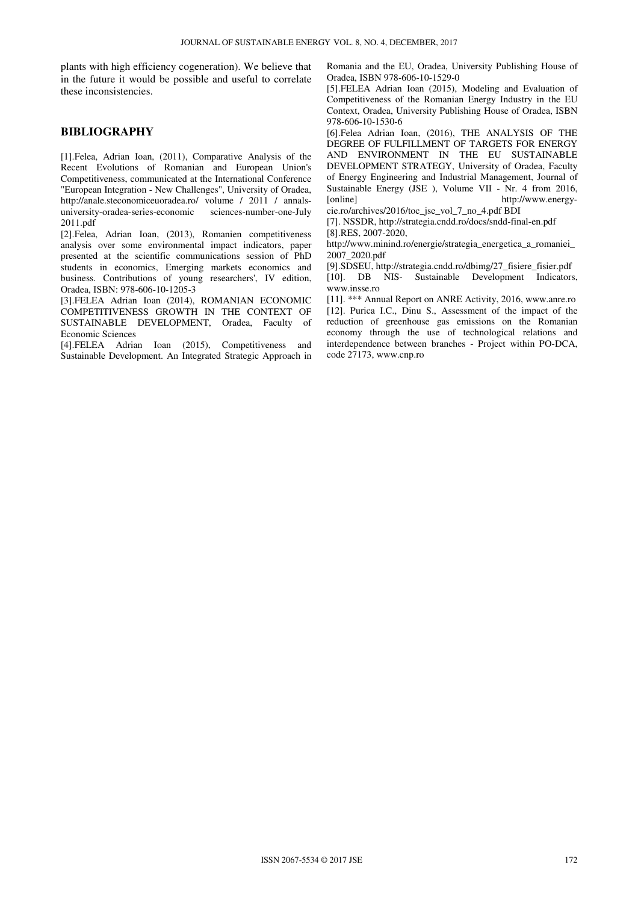plants with high efficiency cogeneration). We believe that in the future it would be possible and useful to correlate these inconsistencies.

## BIBLIOGRAPHY

[1].Felea, Adrian Ioan, (2011), Comparative Analysis of the Recent Evolutions of Romanian and European Union's Competitiveness, communicated at the International Conference "European Integration - New Challenges", University of Oradea, http://anale.steconomiceuoradea.ro/ volume / 2011 / annals-university-oradea-series-economic sciences-number-one-July 2011.pdf

[2].Felea, Adrian Ioan, (2013), Romanien competitiveness analysis over some environmental impact indicators, paper presented at the scientific communications session of PhD students in economics, Emerging markets economics and business. Contributions of young researchers', IV edition, Oradea, ISBN: 978-606-10-1205-3

[3].FELEA Adrian Ioan (2014), ROMANIAN ECONOMIC COMPETITIVENESS GROWTH IN THE CONTEXT OF SUSTAINABLE DEVELOPMENT, Oradea, Faculty of Economic Sciences

[4].FELEA Adrian Ioan (2015), Competitiveness and Sustainable Development. An Integrated Strategic Approach in Romania and the EU, Oradea, University Publishing House of Oradea, ISBN 978-606-10-1529-0

[5].FELEA Adrian Ioan (2015), Modeling and Evaluation of Competitiveness of the Romanian Energy Industry in the EU Context, Oradea, University Publishing House of Oradea, ISBN 978-606-10-1530-6

[6].Felea Adrian Ioan, (2016), THE ANALYSIS OF THE DEGREE OF FULFILLMENT OF TARGETS FOR ENERGY AND ENVIRONMENT IN THE EU SUSTAINABLE DEVELOPMENT STRATEGY, University of Oradea, Faculty of Energy Engineering and Industrial Management, Journal of Sustainable Energy (JSE ), Volume VII - Nr. 4 from 2016, [online] http://www.energy-cie.ro/archives/2016/toc_jse_vol_7_no_4.pdf BDI

[7]. NSSDR, http://strategia.cndd.ro/docs/sndd-final-en.pdf

[8].RES, 2007-2020, http://www.minind.ro/energie/strategia_energetica_a_romaniei_2007_2020.pdf

[9].SDSEU, http://strategia.cndd.ro/dbimg/27_fisiere_fisier.pdf

[10]. DB NIS- Sustainable Development Indicators, www.insse.ro

[11]. *** Annual Report on ANRE Activity, 2016, www.anre.ro

[12]. Purica I.C., Dinu S., Assessment of the impact of the reduction of greenhouse gas emissions on the Romanian economy through the use of technological relations and interdependence between branches - Project within PO-DCA, code 27173, www.cnp.ro